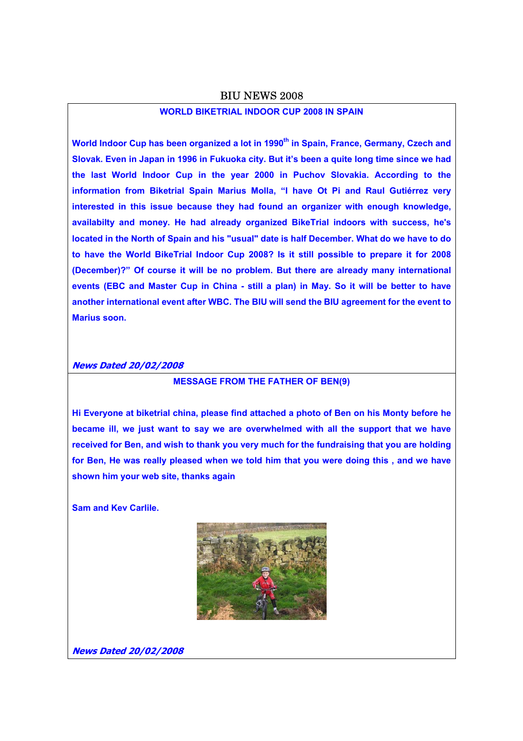# BIU NEWS 2008

## WORLD BIKETRIAL INDOOR CUP 2008 IN SPAIN

**World Indoor Cup has been organized a lot in 1990th in Spain, France, Germany, Czech and Slovak. Even in Japan in 1996 in Fukuoka city. But it's been a quite long time since we had the last World Indoor Cup in the year 2000 in Puchov Slovakia. According to the information from Biketrial Spain Marius Molla, "I have Ot Pi and Raul Gutiérrez very interested in this issue because they had found an organizer with enough knowledge, availabilty and money. He had already organized BikeTrial indoors with success, he's located in the North of Spain and his "usual" date is half December. What do we have to do to have the World BikeTrial Indoor Cup 2008? Is it still possible to prepare it for 2008 (December)?" Of course it will be no problem. But there are already many international events (EBC and Master Cup in China - still a plan) in May. So it will be better to have another international event after WBC. The BIU will send the BIU agreement for the event to Marius soon.**

***News Dated 20/02/2008***

## MESSAGE FROM THE FATHER OF BEN(9)

**Hi Everyone at biketrial china, please find attached a photo of Ben on his Monty before he became ill, we just want to say we are overwhelmed with all the support that we have received for Ben, and wish to thank you very much for the fundraising that you are holding for Ben, He was really pleased when we told him that you were doing this , and we have shown him your web site, thanks again**

**Sam and Kev Carlile.**

***News Dated 20/02/2008***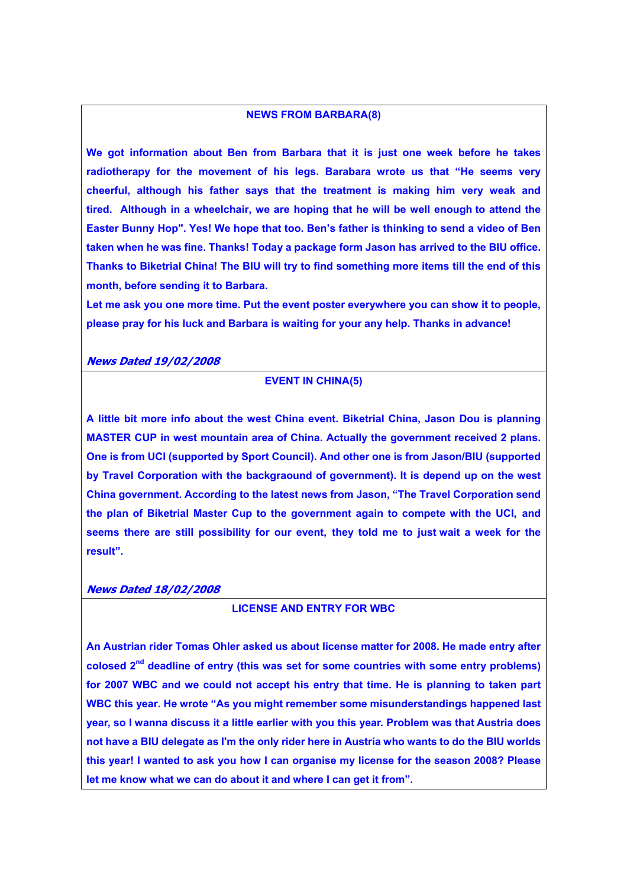## NEWS FROM BARBARA(8)

**We got information about Ben from Barbara that it is just one week before he takes radiotherapy for the movement of his legs. Barabara wrote us that "He seems very cheerful, although his father says that the treatment is making him very weak and tired. Although in a wheelchair, we are hoping that he will be well enough to attend the Easter Bunny Hop". Yes! We hope that too. Ben's father is thinking to send a video of Ben taken when he was fine. Thanks! Today a package form Jason has arrived to the BIU office. Thanks to Biketrial China! The BIU will try to find something more items till the end of this month, before sending it to Barbara.**

**Let me ask you one more time. Put the event poster everywhere you can show it to people, please pray for his luck and Barbara is waiting for your any help. Thanks in advance!**

***News Dated 19/02/2008***

## EVENT IN CHINA(5)

**A little bit more info about the west China event. Biketrial China, Jason Dou is planning MASTER CUP in west mountain area of China. Actually the government received 2 plans. One is from UCI (supported by Sport Council). And other one is from Jason/BIU (supported by Travel Corporation with the backgraound of government). It is depend up on the west China government. According to the latest news from Jason, "The Travel Corporation send the plan of Biketrial Master Cup to the government again to compete with the UCI, and seems there are still possibility for our event, they told me to just wait a week for the result".**

***News Dated 18/02/2008***

## LICENSE AND ENTRY FOR WBC

**An Austrian rider Tomas Ohler asked us about license matter for 2008. He made entry after colosed 2nd deadline of entry (this was set for some countries with some entry problems) for 2007 WBC and we could not accept his entry that time. He is planning to taken part WBC this year. He wrote "As you might remember some misunderstandings happened last year, so I wanna discuss it a little earlier with you this year. Problem was that Austria does not have a BIU delegate as I'm the only rider here in Austria who wants to do the BIU worlds this year! I wanted to ask you how I can organise my license for the season 2008? Please let me know what we can do about it and where I can get it from".**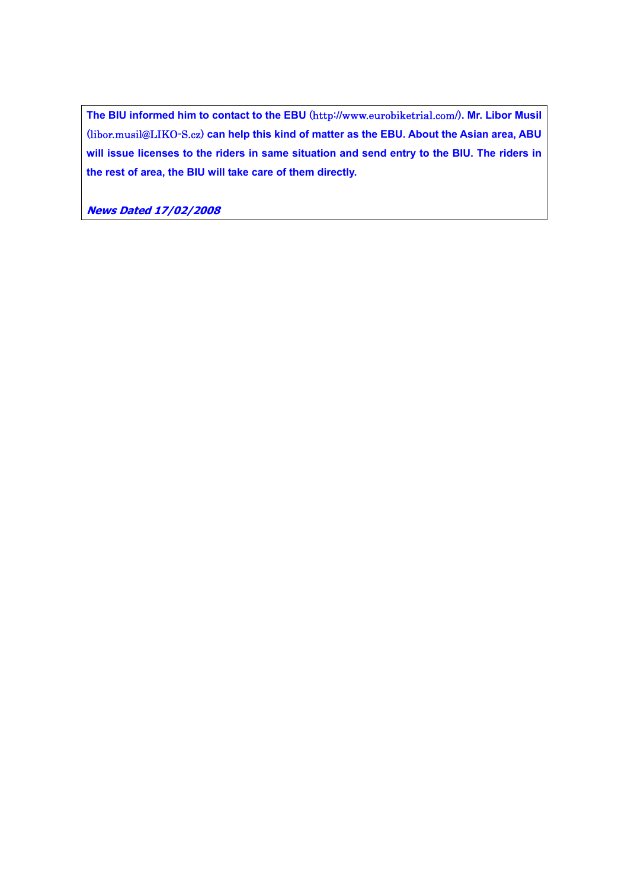**The BIU informed him to contact to the EBU** (http://www.eurobiketrial.com/)**. Mr. Libor Musil** (libor.musil@LIKO-S.cz) **can help this kind of matter as the EBU. About the Asian area, ABU will issue licenses to the riders in same situation and send entry to the BIU. The riders in the rest of area, the BIU will take care of them directly.**

***News Dated 17/02/2008***